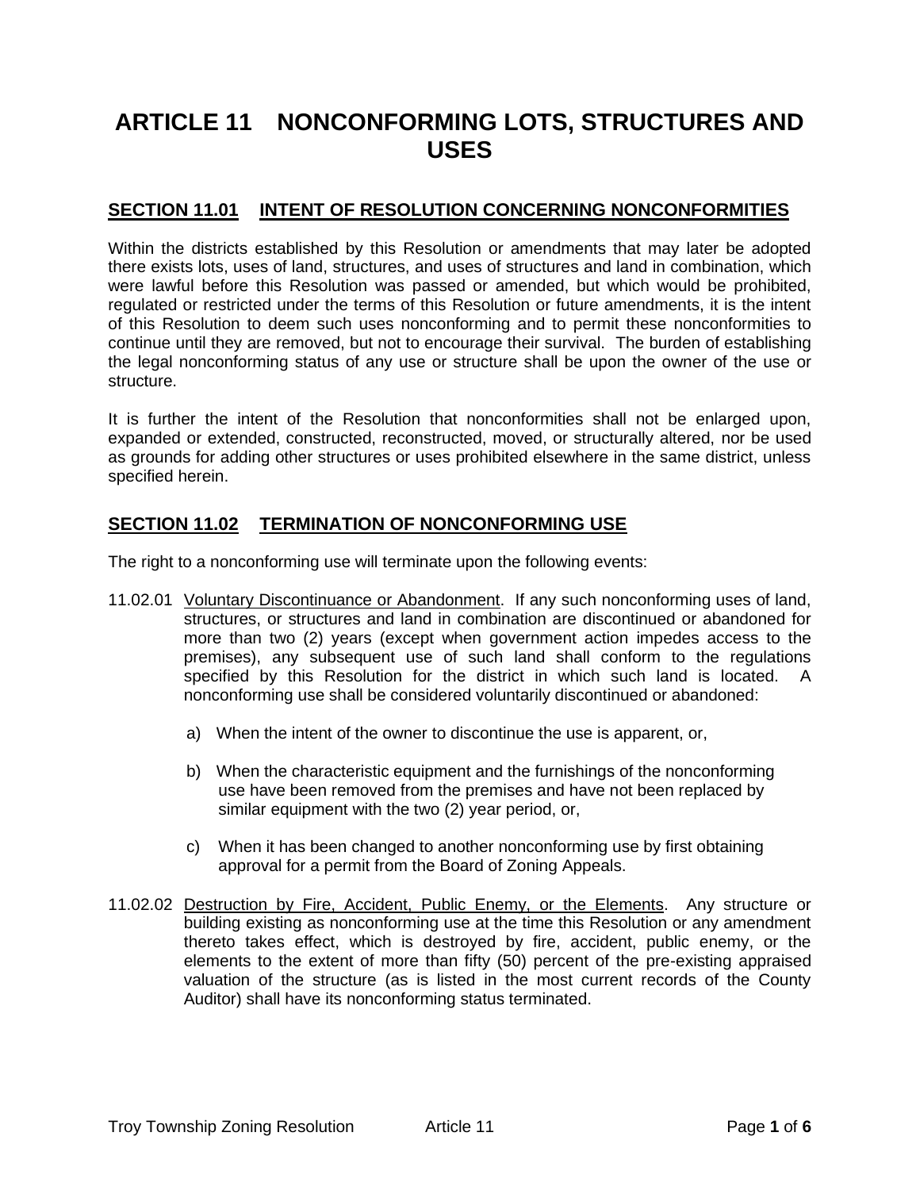# ARTICLE 11 NONCONFORMING LOTS, STRUCTURES AND USES

## SECTION 11.01 INTENT OF RESOLUTION CONCERNING NONCONFORMITIES

Within the districts established by this Resolution or amendments that may later be adopted there exists lots, uses of land, structures, and uses of structures and land in combination, which were lawful before this Resolution was passed or amended, but which would be prohibited, regulated or restricted under the terms of this Resolution or future amendments, it is the intent of this Resolution to deem such uses nonconforming and to permit these nonconformities to continue until they are removed, but not to encourage their survival. The burden of establishing the legal nonconforming status of any use or structure shall be upon the owner of the use or structure.

It is further the intent of the Resolution that nonconformities shall not be enlarged upon, expanded or extended, constructed, reconstructed, moved, or structurally altered, nor be used as grounds for adding other structures or uses prohibited elsewhere in the same district, unless specified herein.

## SECTION 11.02 TERMINATION OF NONCONFORMING USE

The right to a nonconforming use will terminate upon the following events:

11.02.01 Voluntary Discontinuance or Abandonment. If any such nonconforming uses of land, structures, or structures and land in combination are discontinued or abandoned for more than two (2) years (except when government action impedes access to the premises), any subsequent use of such land shall conform to the regulations specified by this Resolution for the district in which such land is located. A nonconforming use shall be considered voluntarily discontinued or abandoned:

a) When the intent of the owner to discontinue the use is apparent, or,

b) When the characteristic equipment and the furnishings of the nonconforming use have been removed from the premises and have not been replaced by similar equipment with the two (2) year period, or,

c) When it has been changed to another nonconforming use by first obtaining approval for a permit from the Board of Zoning Appeals.

11.02.02 Destruction by Fire, Accident, Public Enemy, or the Elements. Any structure or building existing as nonconforming use at the time this Resolution or any amendment thereto takes effect, which is destroyed by fire, accident, public enemy, or the elements to the extent of more than fifty (50) percent of the pre-existing appraised valuation of the structure (as is listed in the most current records of the County Auditor) shall have its nonconforming status terminated.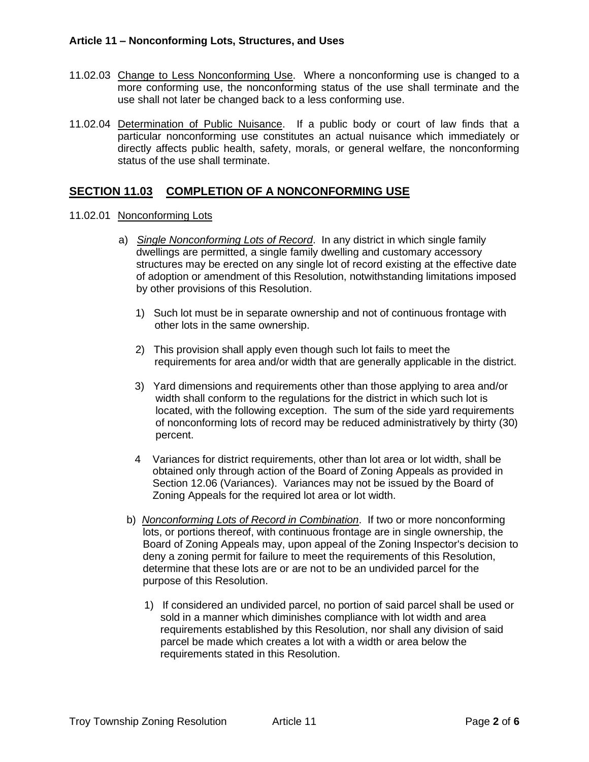11.02.03 Change to Less Nonconforming Use. Where a nonconforming use is changed to a more conforming use, the nonconforming status of the use shall terminate and the use shall not later be changed back to a less conforming use.

11.02.04 Determination of Public Nuisance. If a public body or court of law finds that a particular nonconforming use constitutes an actual nuisance which immediately or directly affects public health, safety, morals, or general welfare, the nonconforming status of the use shall terminate.

## SECTION 11.03 COMPLETION OF A NONCONFORMING USE

11.02.01 Nonconforming Lots

a) *Single Nonconforming Lots of Record*. In any district in which single family dwellings are permitted, a single family dwelling and customary accessory structures may be erected on any single lot of record existing at the effective date of adoption or amendment of this Resolution, notwithstanding limitations imposed by other provisions of this Resolution.

1) Such lot must be in separate ownership and not of continuous frontage with other lots in the same ownership.

2) This provision shall apply even though such lot fails to meet the requirements for area and/or width that are generally applicable in the district.

3) Yard dimensions and requirements other than those applying to area and/or width shall conform to the regulations for the district in which such lot is located, with the following exception. The sum of the side yard requirements of nonconforming lots of record may be reduced administratively by thirty (30) percent.

4 Variances for district requirements, other than lot area or lot width, shall be obtained only through action of the Board of Zoning Appeals as provided in Section 12.06 (Variances). Variances may not be issued by the Board of Zoning Appeals for the required lot area or lot width.

b) *Nonconforming Lots of Record in Combination*. If two or more nonconforming lots, or portions thereof, with continuous frontage are in single ownership, the Board of Zoning Appeals may, upon appeal of the Zoning Inspector's decision to deny a zoning permit for failure to meet the requirements of this Resolution, determine that these lots are or are not to be an undivided parcel for the purpose of this Resolution.

1) If considered an undivided parcel, no portion of said parcel shall be used or sold in a manner which diminishes compliance with lot width and area requirements established by this Resolution, nor shall any division of said parcel be made which creates a lot with a width or area below the requirements stated in this Resolution.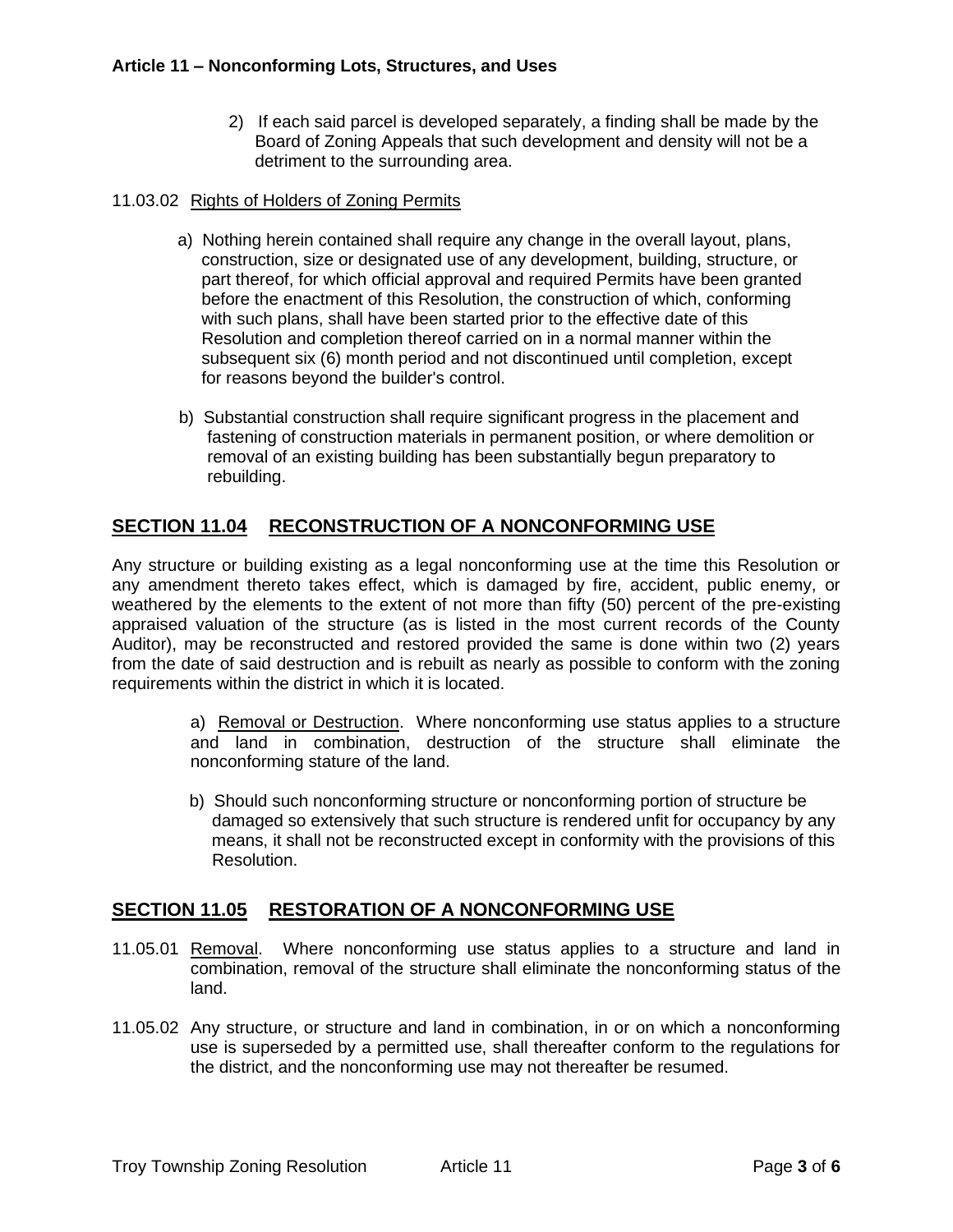2) If each said parcel is developed separately, a finding shall be made by the Board of Zoning Appeals that such development and density will not be a detriment to the surrounding area.

11.03.02 Rights of Holders of Zoning Permits

a) Nothing herein contained shall require any change in the overall layout, plans, construction, size or designated use of any development, building, structure, or part thereof, for which official approval and required Permits have been granted before the enactment of this Resolution, the construction of which, conforming with such plans, shall have been started prior to the effective date of this Resolution and completion thereof carried on in a normal manner within the subsequent six (6) month period and not discontinued until completion, except for reasons beyond the builder's control.

b) Substantial construction shall require significant progress in the placement and fastening of construction materials in permanent position, or where demolition or removal of an existing building has been substantially begun preparatory to rebuilding.

## SECTION 11.04 RECONSTRUCTION OF A NONCONFORMING USE

Any structure or building existing as a legal nonconforming use at the time this Resolution or any amendment thereto takes effect, which is damaged by fire, accident, public enemy, or weathered by the elements to the extent of not more than fifty (50) percent of the pre-existing appraised valuation of the structure (as is listed in the most current records of the County Auditor), may be reconstructed and restored provided the same is done within two (2) years from the date of said destruction and is rebuilt as nearly as possible to conform with the zoning requirements within the district in which it is located.

a) Removal or Destruction. Where nonconforming use status applies to a structure and land in combination, destruction of the structure shall eliminate the nonconforming stature of the land.

b) Should such nonconforming structure or nonconforming portion of structure be damaged so extensively that such structure is rendered unfit for occupancy by any means, it shall not be reconstructed except in conformity with the provisions of this Resolution.

## SECTION 11.05 RESTORATION OF A NONCONFORMING USE

11.05.01 Removal. Where nonconforming use status applies to a structure and land in combination, removal of the structure shall eliminate the nonconforming status of the land.

11.05.02 Any structure, or structure and land in combination, in or on which a nonconforming use is superseded by a permitted use, shall thereafter conform to the regulations for the district, and the nonconforming use may not thereafter be resumed.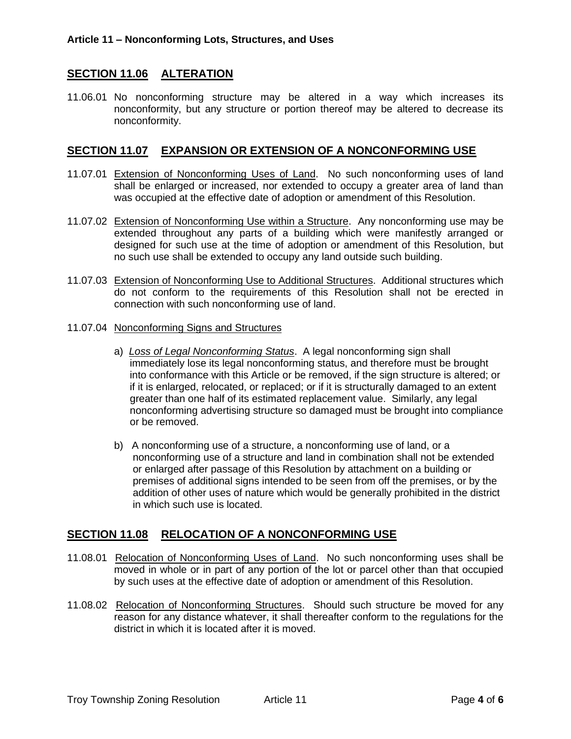## SECTION 11.06 ALTERATION

11.06.01 No nonconforming structure may be altered in a way which increases its nonconformity, but any structure or portion thereof may be altered to decrease its nonconformity.

## SECTION 11.07 EXPANSION OR EXTENSION OF A NONCONFORMING USE

11.07.01 Extension of Nonconforming Uses of Land. No such nonconforming uses of land shall be enlarged or increased, nor extended to occupy a greater area of land than was occupied at the effective date of adoption or amendment of this Resolution.

11.07.02 Extension of Nonconforming Use within a Structure. Any nonconforming use may be extended throughout any parts of a building which were manifestly arranged or designed for such use at the time of adoption or amendment of this Resolution, but no such use shall be extended to occupy any land outside such building.

11.07.03 Extension of Nonconforming Use to Additional Structures. Additional structures which do not conform to the requirements of this Resolution shall not be erected in connection with such nonconforming use of land.

11.07.04 Nonconforming Signs and Structures

a) *Loss of Legal Nonconforming Status*. A legal nonconforming sign shall immediately lose its legal nonconforming status, and therefore must be brought into conformance with this Article or be removed, if the sign structure is altered; or if it is enlarged, relocated, or replaced; or if it is structurally damaged to an extent greater than one half of its estimated replacement value. Similarly, any legal nonconforming advertising structure so damaged must be brought into compliance or be removed.

b) A nonconforming use of a structure, a nonconforming use of land, or a nonconforming use of a structure and land in combination shall not be extended or enlarged after passage of this Resolution by attachment on a building or premises of additional signs intended to be seen from off the premises, or by the addition of other uses of nature which would be generally prohibited in the district in which such use is located.

## SECTION 11.08 RELOCATION OF A NONCONFORMING USE

11.08.01 Relocation of Nonconforming Uses of Land. No such nonconforming uses shall be moved in whole or in part of any portion of the lot or parcel other than that occupied by such uses at the effective date of adoption or amendment of this Resolution.

11.08.02 Relocation of Nonconforming Structures. Should such structure be moved for any reason for any distance whatever, it shall thereafter conform to the regulations for the district in which it is located after it is moved.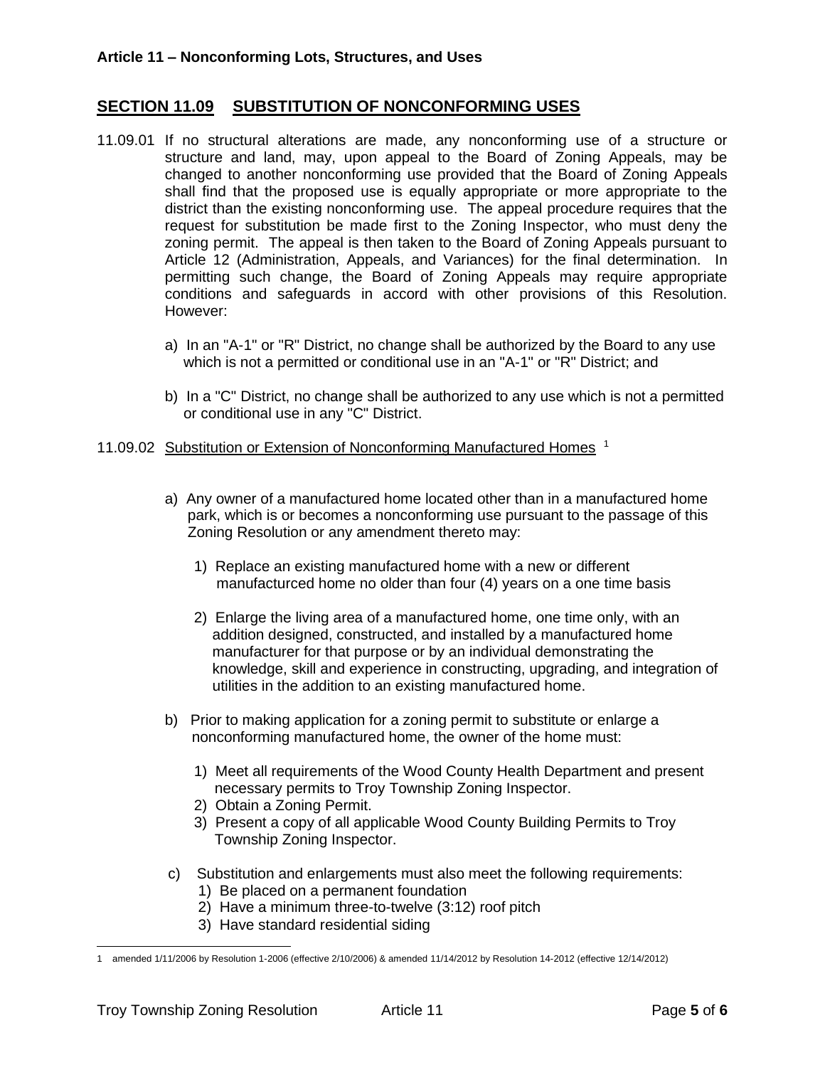## SECTION 11.09 SUBSTITUTION OF NONCONFORMING USES

11.09.01 If no structural alterations are made, any nonconforming use of a structure or structure and land, may, upon appeal to the Board of Zoning Appeals, may be changed to another nonconforming use provided that the Board of Zoning Appeals shall find that the proposed use is equally appropriate or more appropriate to the district than the existing nonconforming use. The appeal procedure requires that the request for substitution be made first to the Zoning Inspector, who must deny the zoning permit. The appeal is then taken to the Board of Zoning Appeals pursuant to Article 12 (Administration, Appeals, and Variances) for the final determination. In permitting such change, the Board of Zoning Appeals may require appropriate conditions and safeguards in accord with other provisions of this Resolution. However:

a) In an "A-1" or "R" District, no change shall be authorized by the Board to any use which is not a permitted or conditional use in an "A-1" or "R" District; and

b) In a "C" District, no change shall be authorized to any use which is not a permitted or conditional use in any "C" District.

11.09.02 Substitution or Extension of Nonconforming Manufactured Homes [1]

a) Any owner of a manufactured home located other than in a manufactured home park, which is or becomes a nonconforming use pursuant to the passage of this Zoning Resolution or any amendment thereto may:

1) Replace an existing manufactured home with a new or different manufacturced home no older than four (4) years on a one time basis

2) Enlarge the living area of a manufactured home, one time only, with an addition designed, constructed, and installed by a manufactured home manufacturer for that purpose or by an individual demonstrating the knowledge, skill and experience in constructing, upgrading, and integration of utilities in the addition to an existing manufactured home.

b) Prior to making application for a zoning permit to substitute or enlarge a nonconforming manufactured home, the owner of the home must:

1) Meet all requirements of the Wood County Health Department and present necessary permits to Troy Township Zoning Inspector.
2) Obtain a Zoning Permit.
3) Present a copy of all applicable Wood County Building Permits to Troy Township Zoning Inspector.

c) Substitution and enlargements must also meet the following requirements:
1) Be placed on a permanent foundation
2) Have a minimum three-to-twelve (3:12) roof pitch
3) Have standard residential siding

---

1 amended 1/11/2006 by Resolution 1-2006 (effective 2/10/2006) & amended 11/14/2012 by Resolution 14-2012 (effective 12/14/2012)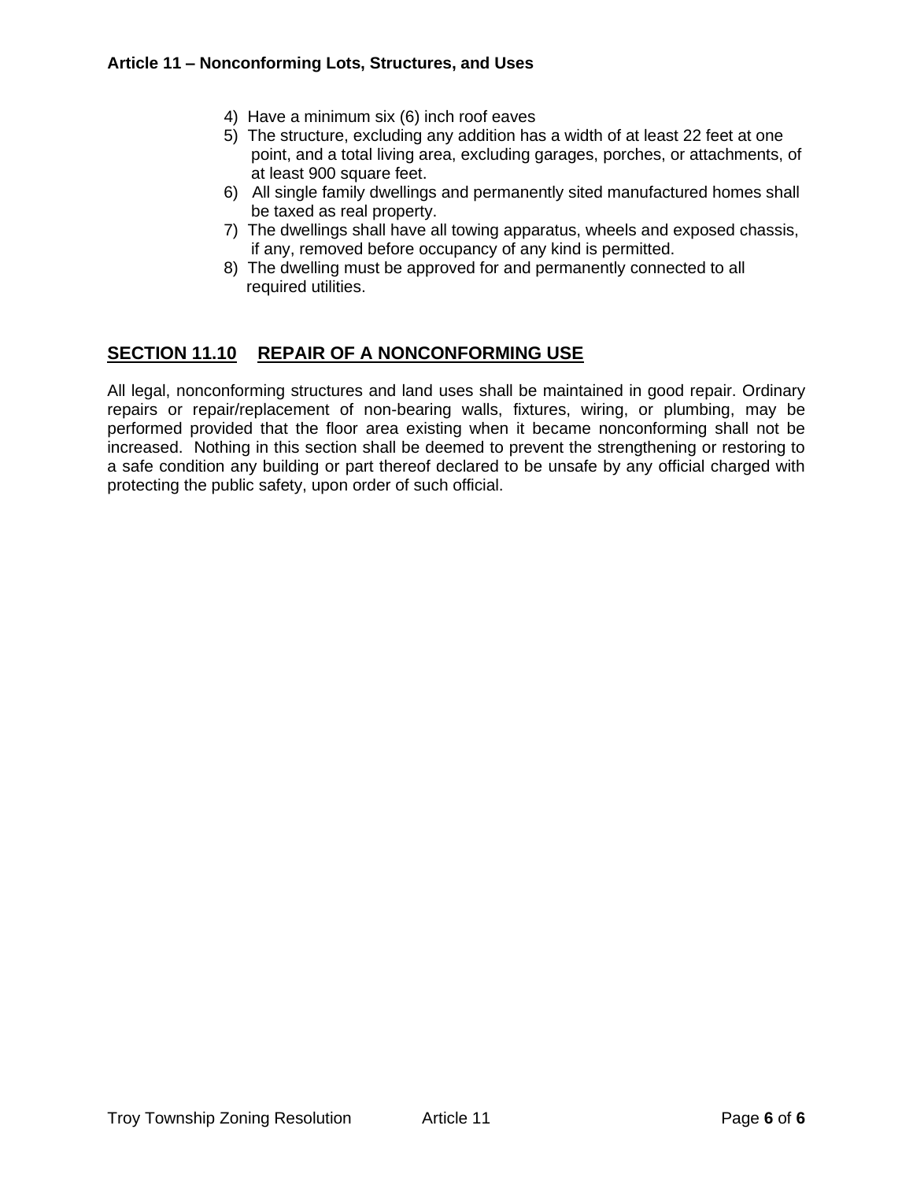4) Have a minimum six (6) inch roof eaves
5) The structure, excluding any addition has a width of at least 22 feet at one point, and a total living area, excluding garages, porches, or attachments, of at least 900 square feet.
6) All single family dwellings and permanently sited manufactured homes shall be taxed as real property.
7) The dwellings shall have all towing apparatus, wheels and exposed chassis, if any, removed before occupancy of any kind is permitted.
8) The dwelling must be approved for and permanently connected to all required utilities.

## SECTION 11.10 REPAIR OF A NONCONFORMING USE

All legal, nonconforming structures and land uses shall be maintained in good repair. Ordinary repairs or repair/replacement of non-bearing walls, fixtures, wiring, or plumbing, may be performed provided that the floor area existing when it became nonconforming shall not be increased. Nothing in this section shall be deemed to prevent the strengthening or restoring to a safe condition any building or part thereof declared to be unsafe by any official charged with protecting the public safety, upon order of such official.